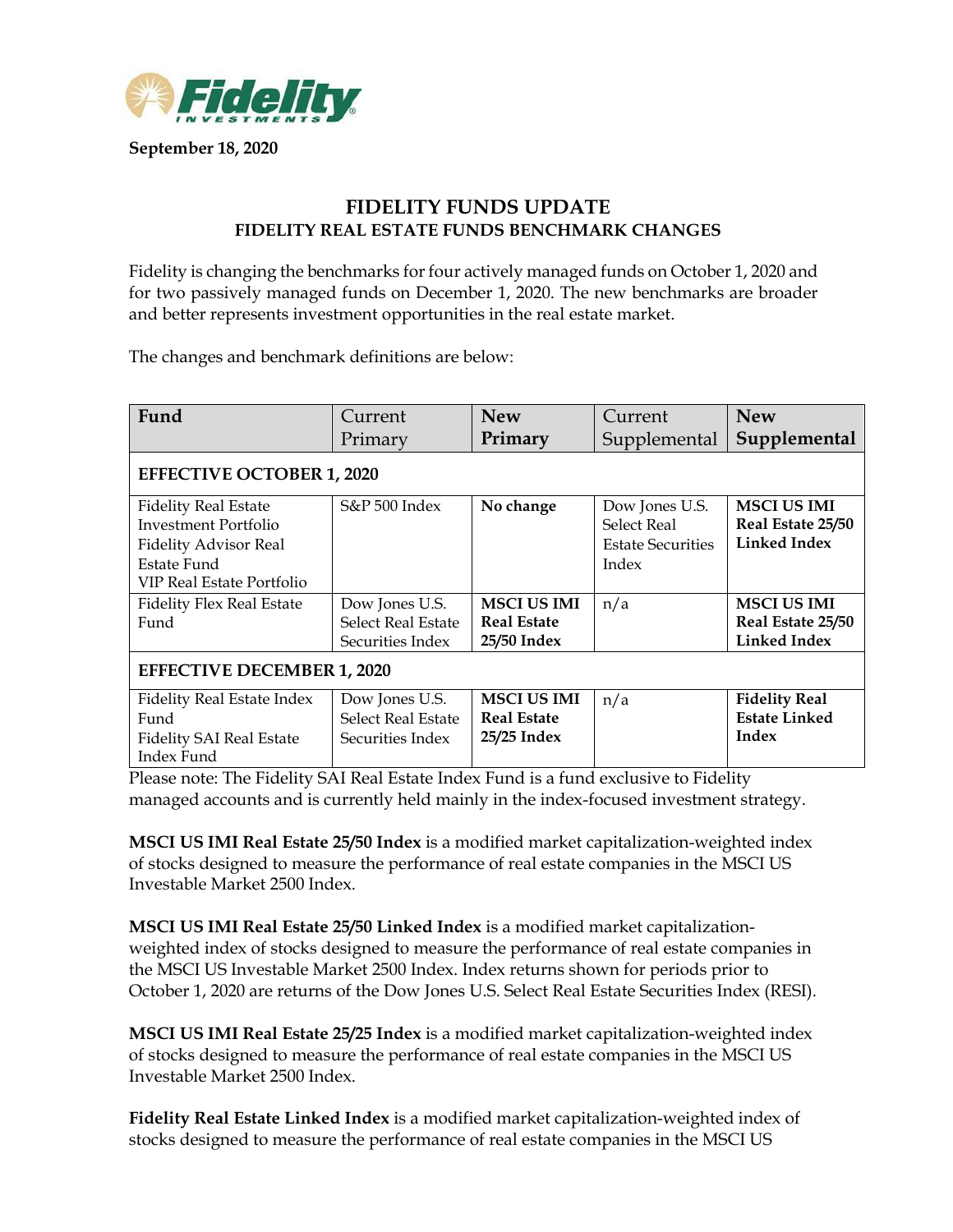**September 18, 2020**

# FIDELITY FUNDS UPDATE
## FIDELITY REAL ESTATE FUNDS BENCHMARK CHANGES

Fidelity is changing the benchmarks for four actively managed funds on October 1, 2020 and for two passively managed funds on December 1, 2020. The new benchmarks are broader and better represents investment opportunities in the real estate market.

The changes and benchmark definitions are below:

| Fund | Current Primary | New Primary | Current Supplemental | New Supplemental |
|---|---|---|---|---|
| **EFFECTIVE OCTOBER 1, 2020** | | | | |
| Fidelity Real Estate Investment Portfolio<br>Fidelity Advisor Real Estate Fund<br>VIP Real Estate Portfolio | S&P 500 Index | **No change** | Dow Jones U.S. Select Real Estate Securities Index | **MSCI US IMI Real Estate 25/50 Linked Index** |
| Fidelity Flex Real Estate Fund | Dow Jones U.S. Select Real Estate Securities Index | **MSCI US IMI Real Estate 25/50 Index** | n/a | **MSCI US IMI Real Estate 25/50 Linked Index** |
| **EFFECTIVE DECEMBER 1, 2020** | | | | |
| Fidelity Real Estate Index Fund<br>Fidelity SAI Real Estate Index Fund | Dow Jones U.S. Select Real Estate Securities Index | **MSCI US IMI Real Estate 25/25 Index** | n/a | **Fidelity Real Estate Linked Index** |

Please note: The Fidelity SAI Real Estate Index Fund is a fund exclusive to Fidelity managed accounts and is currently held mainly in the index-focused investment strategy.

**MSCI US IMI Real Estate 25/50 Index** is a modified market capitalization-weighted index of stocks designed to measure the performance of real estate companies in the MSCI US Investable Market 2500 Index.

**MSCI US IMI Real Estate 25/50 Linked Index** is a modified market capitalization-weighted index of stocks designed to measure the performance of real estate companies in the MSCI US Investable Market 2500 Index. Index returns shown for periods prior to October 1, 2020 are returns of the Dow Jones U.S. Select Real Estate Securities Index (RESI).

**MSCI US IMI Real Estate 25/25 Index** is a modified market capitalization-weighted index of stocks designed to measure the performance of real estate companies in the MSCI US Investable Market 2500 Index.

**Fidelity Real Estate Linked Index** is a modified market capitalization-weighted index of stocks designed to measure the performance of real estate companies in the MSCI US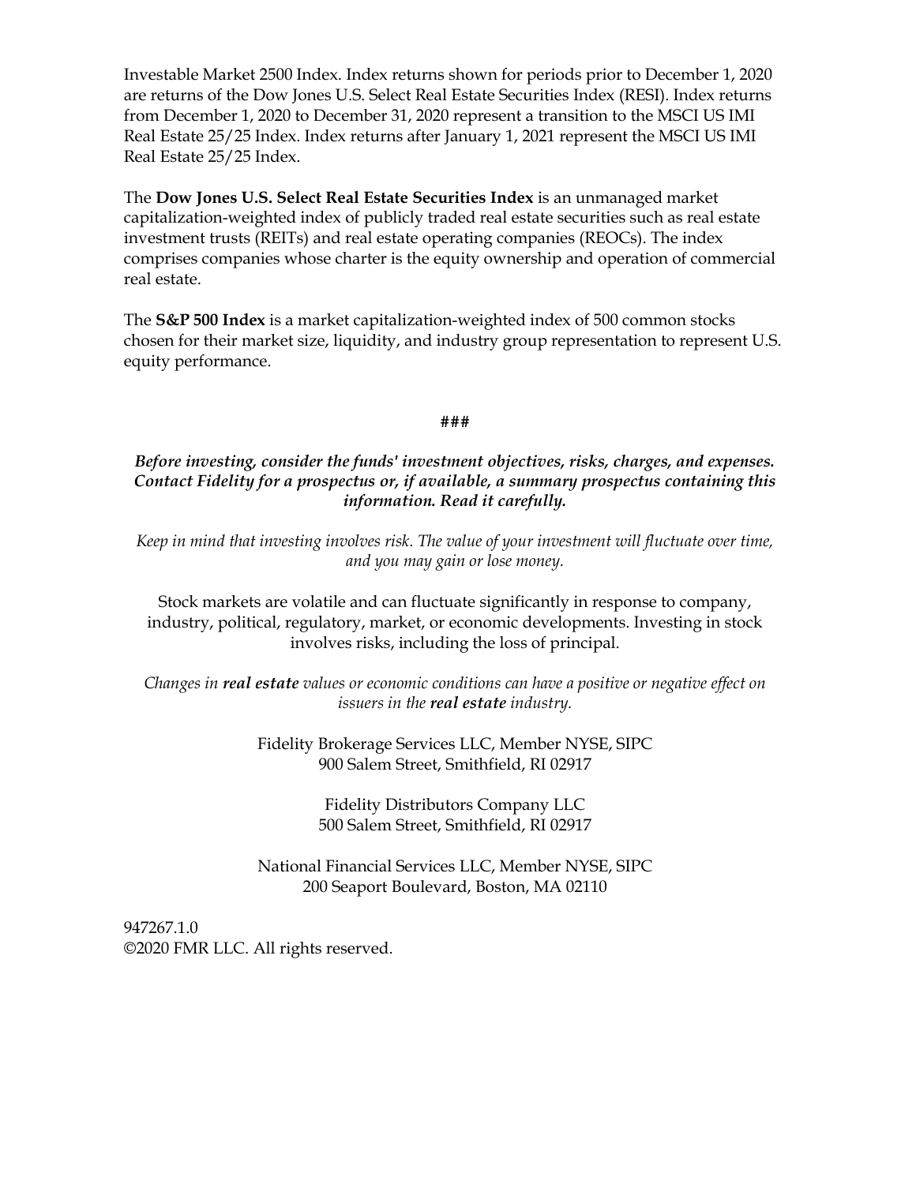Investable Market 2500 Index. Index returns shown for periods prior to December 1, 2020 are returns of the Dow Jones U.S. Select Real Estate Securities Index (RESI). Index returns from December 1, 2020 to December 31, 2020 represent a transition to the MSCI US IMI Real Estate 25/25 Index. Index returns after January 1, 2021 represent the MSCI US IMI Real Estate 25/25 Index.

The **Dow Jones U.S. Select Real Estate Securities Index** is an unmanaged market capitalization-weighted index of publicly traded real estate securities such as real estate investment trusts (REITs) and real estate operating companies (REOCs). The index comprises companies whose charter is the equity ownership and operation of commercial real estate.

The **S&P 500 Index** is a market capitalization-weighted index of 500 common stocks chosen for their market size, liquidity, and industry group representation to represent U.S. equity performance.

###

***Before investing, consider the funds' investment objectives, risks, charges, and expenses. Contact Fidelity for a prospectus or, if available, a summary prospectus containing this information. Read it carefully.***

*Keep in mind that investing involves risk. The value of your investment will fluctuate over time, and you may gain or lose money.*

Stock markets are volatile and can fluctuate significantly in response to company, industry, political, regulatory, market, or economic developments. Investing in stock involves risks, including the loss of principal.

*Changes in **real estate** values or economic conditions can have a positive or negative effect on issuers in the **real estate** industry.*

Fidelity Brokerage Services LLC, Member NYSE, SIPC
900 Salem Street, Smithfield, RI 02917

Fidelity Distributors Company LLC
500 Salem Street, Smithfield, RI 02917

National Financial Services LLC, Member NYSE, SIPC
200 Seaport Boulevard, Boston, MA 02110

947267.1.0
©2020 FMR LLC. All rights reserved.